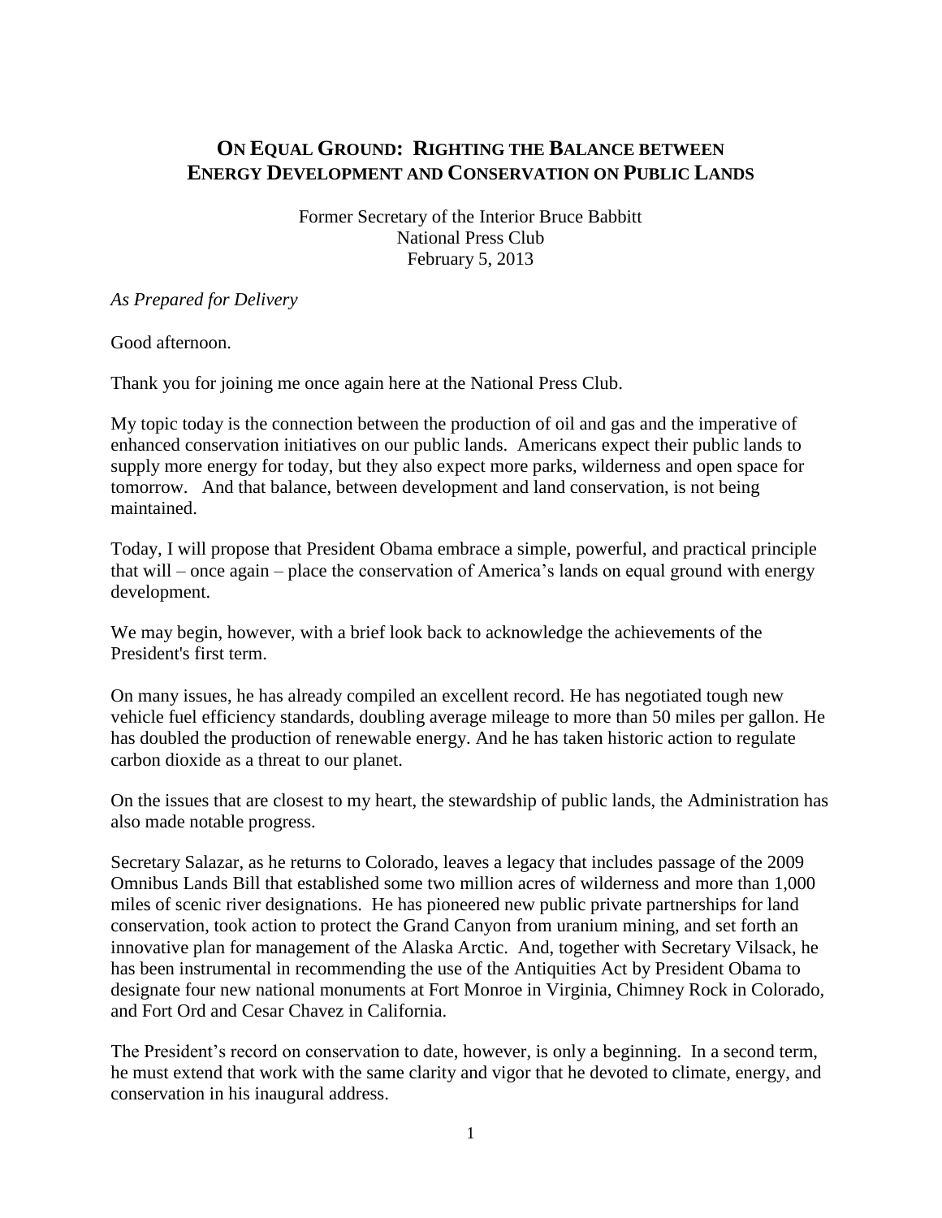# ON EQUAL GROUND: RIGHTING THE BALANCE BETWEEN ENERGY DEVELOPMENT AND CONSERVATION ON PUBLIC LANDS

Former Secretary of the Interior Bruce Babbitt
National Press Club
February 5, 2013

*As Prepared for Delivery*

Good afternoon.

Thank you for joining me once again here at the National Press Club.

My topic today is the connection between the production of oil and gas and the imperative of enhanced conservation initiatives on our public lands. Americans expect their public lands to supply more energy for today, but they also expect more parks, wilderness and open space for tomorrow. And that balance, between development and land conservation, is not being maintained.

Today, I will propose that President Obama embrace a simple, powerful, and practical principle that will – once again – place the conservation of America's lands on equal ground with energy development.

We may begin, however, with a brief look back to acknowledge the achievements of the President's first term.

On many issues, he has already compiled an excellent record. He has negotiated tough new vehicle fuel efficiency standards, doubling average mileage to more than 50 miles per gallon. He has doubled the production of renewable energy. And he has taken historic action to regulate carbon dioxide as a threat to our planet.

On the issues that are closest to my heart, the stewardship of public lands, the Administration has also made notable progress.

Secretary Salazar, as he returns to Colorado, leaves a legacy that includes passage of the 2009 Omnibus Lands Bill that established some two million acres of wilderness and more than 1,000 miles of scenic river designations. He has pioneered new public private partnerships for land conservation, took action to protect the Grand Canyon from uranium mining, and set forth an innovative plan for management of the Alaska Arctic. And, together with Secretary Vilsack, he has been instrumental in recommending the use of the Antiquities Act by President Obama to designate four new national monuments at Fort Monroe in Virginia, Chimney Rock in Colorado, and Fort Ord and Cesar Chavez in California.

The President's record on conservation to date, however, is only a beginning. In a second term, he must extend that work with the same clarity and vigor that he devoted to climate, energy, and conservation in his inaugural address.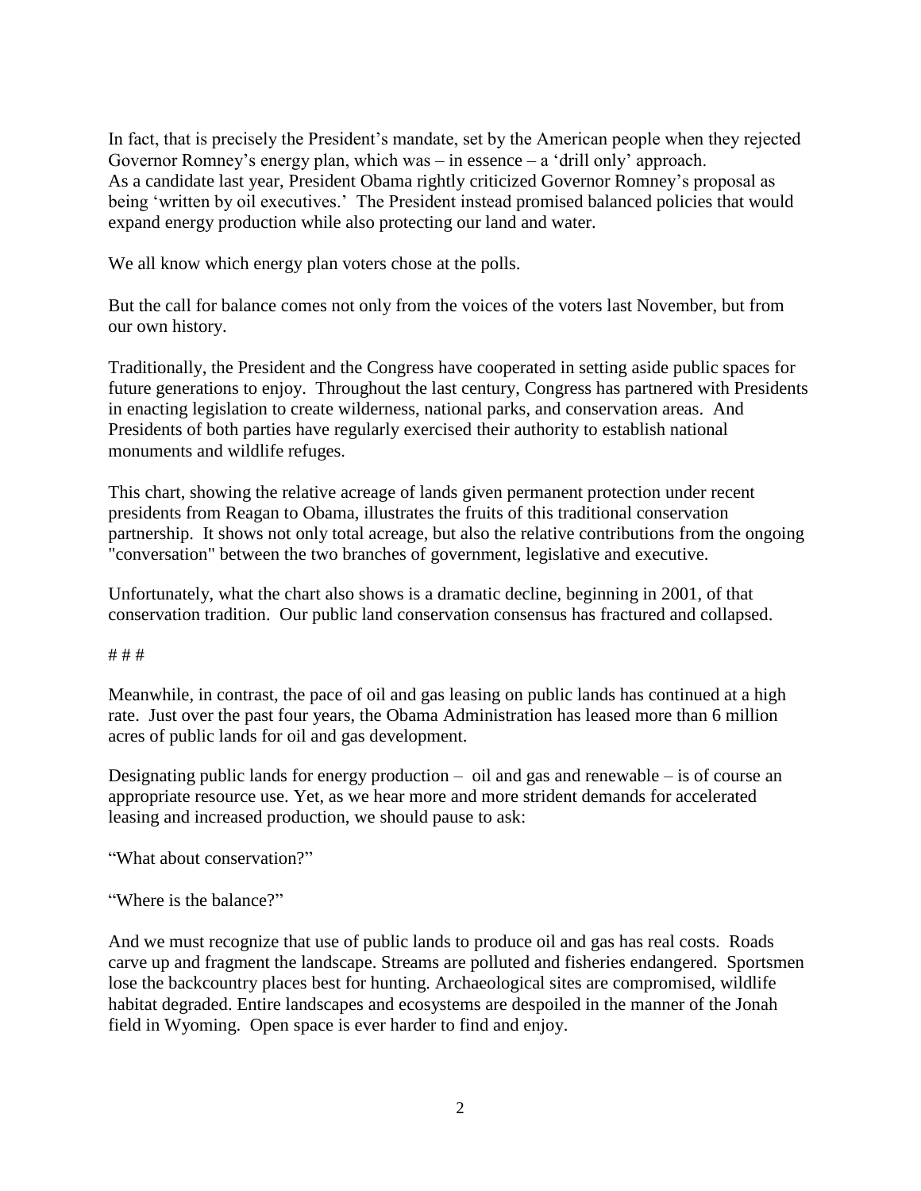In fact, that is precisely the President's mandate, set by the American people when they rejected Governor Romney's energy plan, which was – in essence – a 'drill only' approach.
As a candidate last year, President Obama rightly criticized Governor Romney's proposal as being 'written by oil executives.' The President instead promised balanced policies that would expand energy production while also protecting our land and water.

We all know which energy plan voters chose at the polls.

But the call for balance comes not only from the voices of the voters last November, but from our own history.

Traditionally, the President and the Congress have cooperated in setting aside public spaces for future generations to enjoy. Throughout the last century, Congress has partnered with Presidents in enacting legislation to create wilderness, national parks, and conservation areas. And Presidents of both parties have regularly exercised their authority to establish national monuments and wildlife refuges.

This chart, showing the relative acreage of lands given permanent protection under recent presidents from Reagan to Obama, illustrates the fruits of this traditional conservation partnership. It shows not only total acreage, but also the relative contributions from the ongoing "conversation" between the two branches of government, legislative and executive.

Unfortunately, what the chart also shows is a dramatic decline, beginning in 2001, of that conservation tradition. Our public land conservation consensus has fractured and collapsed.

# # #

Meanwhile, in contrast, the pace of oil and gas leasing on public lands has continued at a high rate. Just over the past four years, the Obama Administration has leased more than 6 million acres of public lands for oil and gas development.

Designating public lands for energy production – oil and gas and renewable – is of course an appropriate resource use. Yet, as we hear more and more strident demands for accelerated leasing and increased production, we should pause to ask:

"What about conservation?"

"Where is the balance?"

And we must recognize that use of public lands to produce oil and gas has real costs. Roads carve up and fragment the landscape. Streams are polluted and fisheries endangered. Sportsmen lose the backcountry places best for hunting. Archaeological sites are compromised, wildlife habitat degraded. Entire landscapes and ecosystems are despoiled in the manner of the Jonah field in Wyoming. Open space is ever harder to find and enjoy.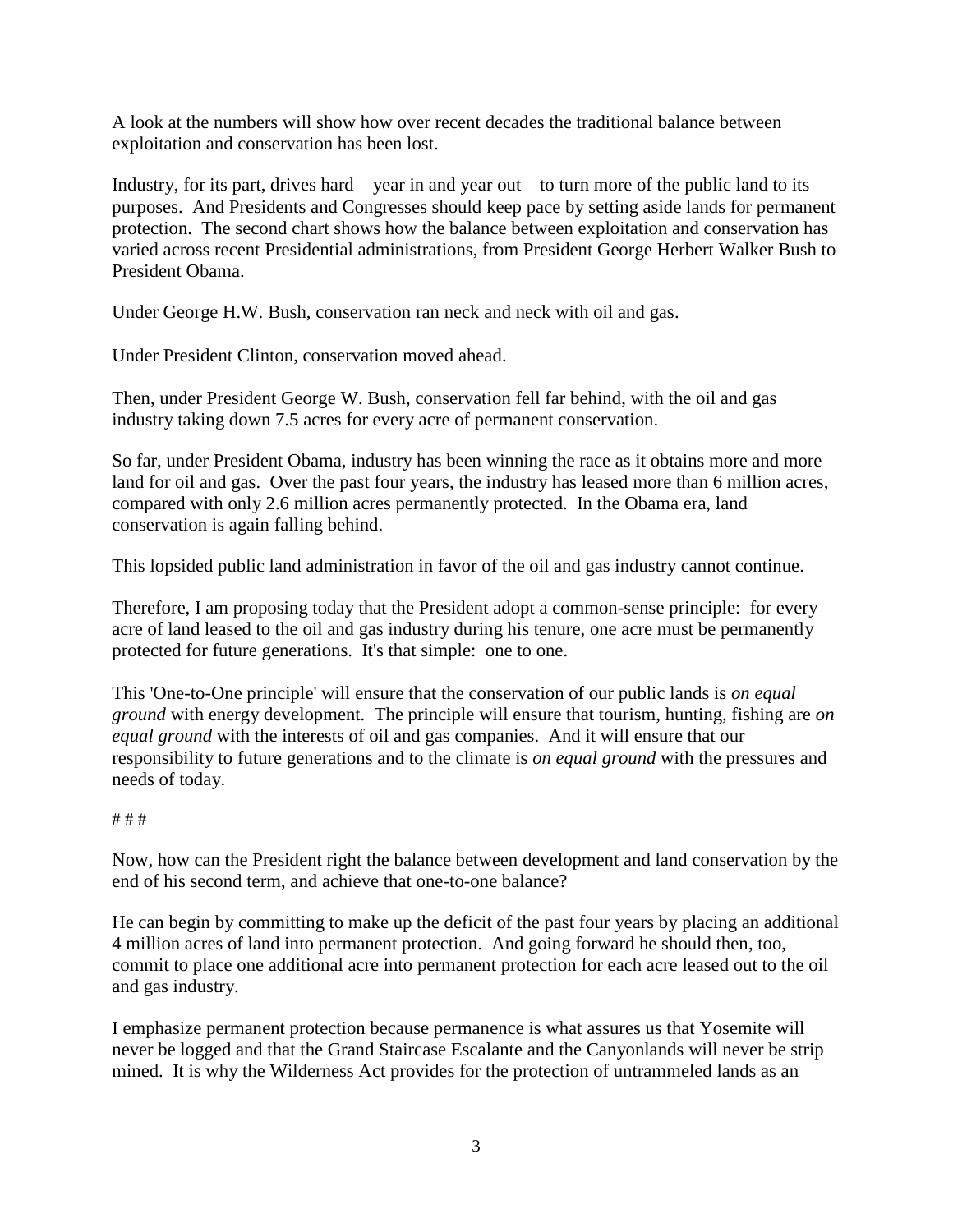A look at the numbers will show how over recent decades the traditional balance between exploitation and conservation has been lost.

Industry, for its part, drives hard – year in and year out – to turn more of the public land to its purposes. And Presidents and Congresses should keep pace by setting aside lands for permanent protection. The second chart shows how the balance between exploitation and conservation has varied across recent Presidential administrations, from President George Herbert Walker Bush to President Obama.

Under George H.W. Bush, conservation ran neck and neck with oil and gas.

Under President Clinton, conservation moved ahead.

Then, under President George W. Bush, conservation fell far behind, with the oil and gas industry taking down 7.5 acres for every acre of permanent conservation.

So far, under President Obama, industry has been winning the race as it obtains more and more land for oil and gas. Over the past four years, the industry has leased more than 6 million acres, compared with only 2.6 million acres permanently protected. In the Obama era, land conservation is again falling behind.

This lopsided public land administration in favor of the oil and gas industry cannot continue.

Therefore, I am proposing today that the President adopt a common-sense principle: for every acre of land leased to the oil and gas industry during his tenure, one acre must be permanently protected for future generations. It's that simple: one to one.

This 'One-to-One principle' will ensure that the conservation of our public lands is *on equal ground* with energy development. The principle will ensure that tourism, hunting, fishing are *on equal ground* with the interests of oil and gas companies. And it will ensure that our responsibility to future generations and to the climate is *on equal ground* with the pressures and needs of today.

# # #

Now, how can the President right the balance between development and land conservation by the end of his second term, and achieve that one-to-one balance?

He can begin by committing to make up the deficit of the past four years by placing an additional 4 million acres of land into permanent protection. And going forward he should then, too, commit to place one additional acre into permanent protection for each acre leased out to the oil and gas industry.

I emphasize permanent protection because permanence is what assures us that Yosemite will never be logged and that the Grand Staircase Escalante and the Canyonlands will never be strip mined. It is why the Wilderness Act provides for the protection of untrammeled lands as an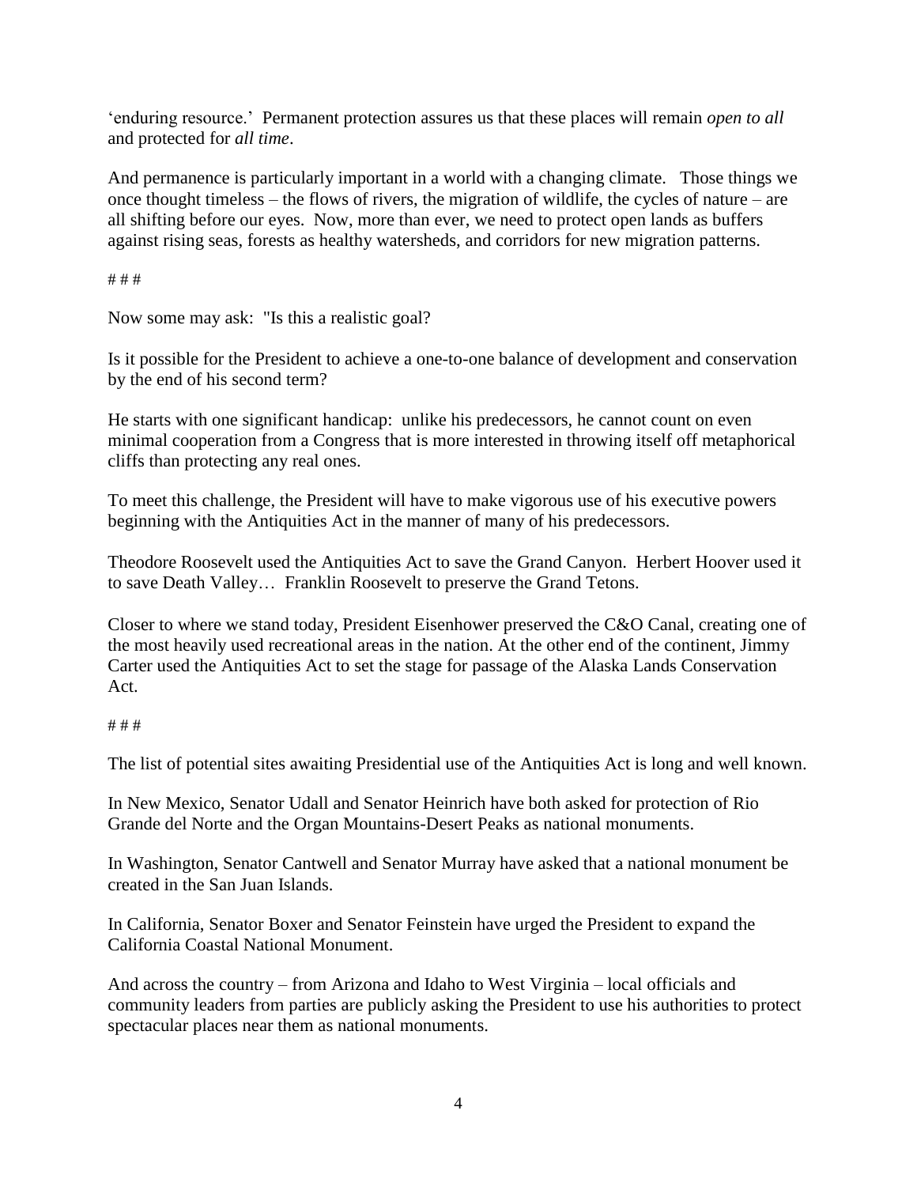'enduring resource.' Permanent protection assures us that these places will remain *open to all* and protected for *all time*.

And permanence is particularly important in a world with a changing climate. Those things we once thought timeless – the flows of rivers, the migration of wildlife, the cycles of nature – are all shifting before our eyes. Now, more than ever, we need to protect open lands as buffers against rising seas, forests as healthy watersheds, and corridors for new migration patterns.

# # #

Now some may ask: "Is this a realistic goal?

Is it possible for the President to achieve a one-to-one balance of development and conservation by the end of his second term?

He starts with one significant handicap: unlike his predecessors, he cannot count on even minimal cooperation from a Congress that is more interested in throwing itself off metaphorical cliffs than protecting any real ones.

To meet this challenge, the President will have to make vigorous use of his executive powers beginning with the Antiquities Act in the manner of many of his predecessors.

Theodore Roosevelt used the Antiquities Act to save the Grand Canyon. Herbert Hoover used it to save Death Valley… Franklin Roosevelt to preserve the Grand Tetons.

Closer to where we stand today, President Eisenhower preserved the C&O Canal, creating one of the most heavily used recreational areas in the nation. At the other end of the continent, Jimmy Carter used the Antiquities Act to set the stage for passage of the Alaska Lands Conservation Act.

# # #

The list of potential sites awaiting Presidential use of the Antiquities Act is long and well known.

In New Mexico, Senator Udall and Senator Heinrich have both asked for protection of Rio Grande del Norte and the Organ Mountains-Desert Peaks as national monuments.

In Washington, Senator Cantwell and Senator Murray have asked that a national monument be created in the San Juan Islands.

In California, Senator Boxer and Senator Feinstein have urged the President to expand the California Coastal National Monument.

And across the country – from Arizona and Idaho to West Virginia – local officials and community leaders from parties are publicly asking the President to use his authorities to protect spectacular places near them as national monuments.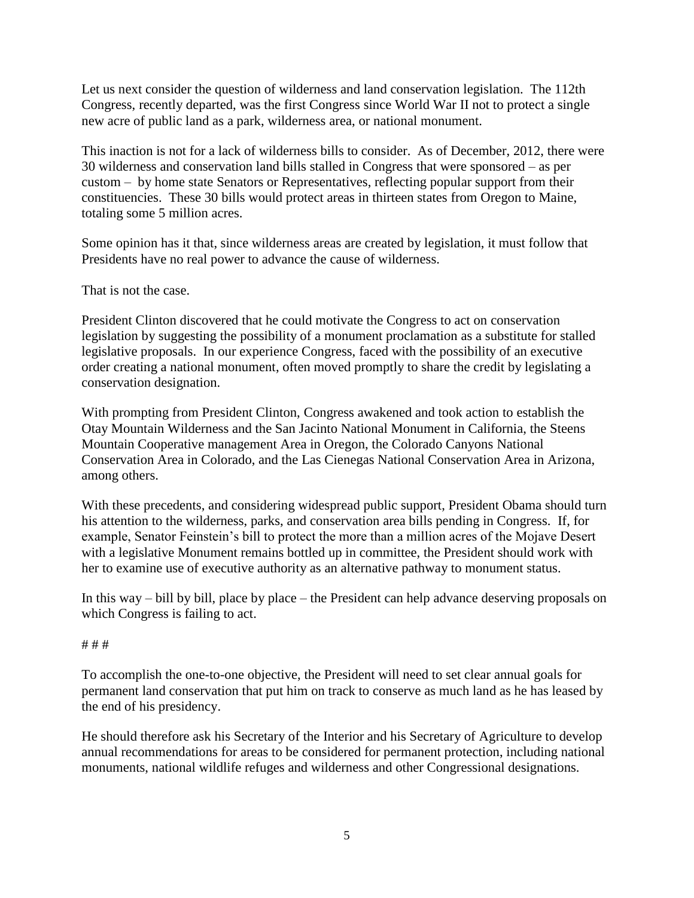Let us next consider the question of wilderness and land conservation legislation. The 112th Congress, recently departed, was the first Congress since World War II not to protect a single new acre of public land as a park, wilderness area, or national monument.

This inaction is not for a lack of wilderness bills to consider. As of December, 2012, there were 30 wilderness and conservation land bills stalled in Congress that were sponsored – as per custom – by home state Senators or Representatives, reflecting popular support from their constituencies. These 30 bills would protect areas in thirteen states from Oregon to Maine, totaling some 5 million acres.

Some opinion has it that, since wilderness areas are created by legislation, it must follow that Presidents have no real power to advance the cause of wilderness.

That is not the case.

President Clinton discovered that he could motivate the Congress to act on conservation legislation by suggesting the possibility of a monument proclamation as a substitute for stalled legislative proposals. In our experience Congress, faced with the possibility of an executive order creating a national monument, often moved promptly to share the credit by legislating a conservation designation.

With prompting from President Clinton, Congress awakened and took action to establish the Otay Mountain Wilderness and the San Jacinto National Monument in California, the Steens Mountain Cooperative management Area in Oregon, the Colorado Canyons National Conservation Area in Colorado, and the Las Cienegas National Conservation Area in Arizona, among others.

With these precedents, and considering widespread public support, President Obama should turn his attention to the wilderness, parks, and conservation area bills pending in Congress. If, for example, Senator Feinstein's bill to protect the more than a million acres of the Mojave Desert with a legislative Monument remains bottled up in committee, the President should work with her to examine use of executive authority as an alternative pathway to monument status.

In this way – bill by bill, place by place – the President can help advance deserving proposals on which Congress is failing to act.

# # #

To accomplish the one-to-one objective, the President will need to set clear annual goals for permanent land conservation that put him on track to conserve as much land as he has leased by the end of his presidency.

He should therefore ask his Secretary of the Interior and his Secretary of Agriculture to develop annual recommendations for areas to be considered for permanent protection, including national monuments, national wildlife refuges and wilderness and other Congressional designations.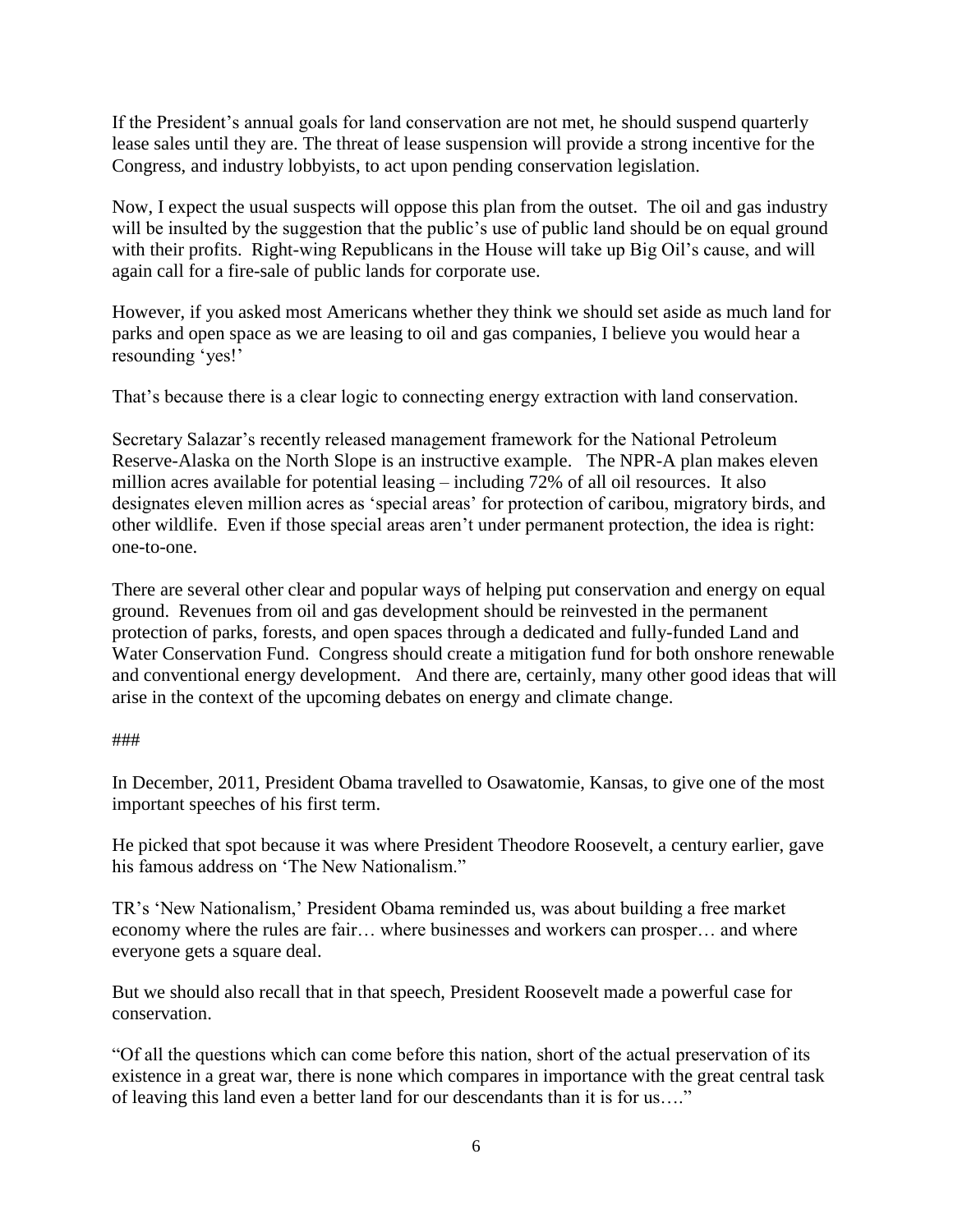If the President's annual goals for land conservation are not met, he should suspend quarterly lease sales until they are. The threat of lease suspension will provide a strong incentive for the Congress, and industry lobbyists, to act upon pending conservation legislation.

Now, I expect the usual suspects will oppose this plan from the outset. The oil and gas industry will be insulted by the suggestion that the public's use of public land should be on equal ground with their profits. Right-wing Republicans in the House will take up Big Oil's cause, and will again call for a fire-sale of public lands for corporate use.

However, if you asked most Americans whether they think we should set aside as much land for parks and open space as we are leasing to oil and gas companies, I believe you would hear a resounding 'yes!'

That's because there is a clear logic to connecting energy extraction with land conservation.

Secretary Salazar's recently released management framework for the National Petroleum Reserve-Alaska on the North Slope is an instructive example. The NPR-A plan makes eleven million acres available for potential leasing – including 72% of all oil resources. It also designates eleven million acres as 'special areas' for protection of caribou, migratory birds, and other wildlife. Even if those special areas aren't under permanent protection, the idea is right: one-to-one.

There are several other clear and popular ways of helping put conservation and energy on equal ground. Revenues from oil and gas development should be reinvested in the permanent protection of parks, forests, and open spaces through a dedicated and fully-funded Land and Water Conservation Fund. Congress should create a mitigation fund for both onshore renewable and conventional energy development. And there are, certainly, many other good ideas that will arise in the context of the upcoming debates on energy and climate change.

###

In December, 2011, President Obama travelled to Osawatomie, Kansas, to give one of the most important speeches of his first term.

He picked that spot because it was where President Theodore Roosevelt, a century earlier, gave his famous address on 'The New Nationalism."

TR's 'New Nationalism,' President Obama reminded us, was about building a free market economy where the rules are fair… where businesses and workers can prosper… and where everyone gets a square deal.

But we should also recall that in that speech, President Roosevelt made a powerful case for conservation.

"Of all the questions which can come before this nation, short of the actual preservation of its existence in a great war, there is none which compares in importance with the great central task of leaving this land even a better land for our descendants than it is for us…."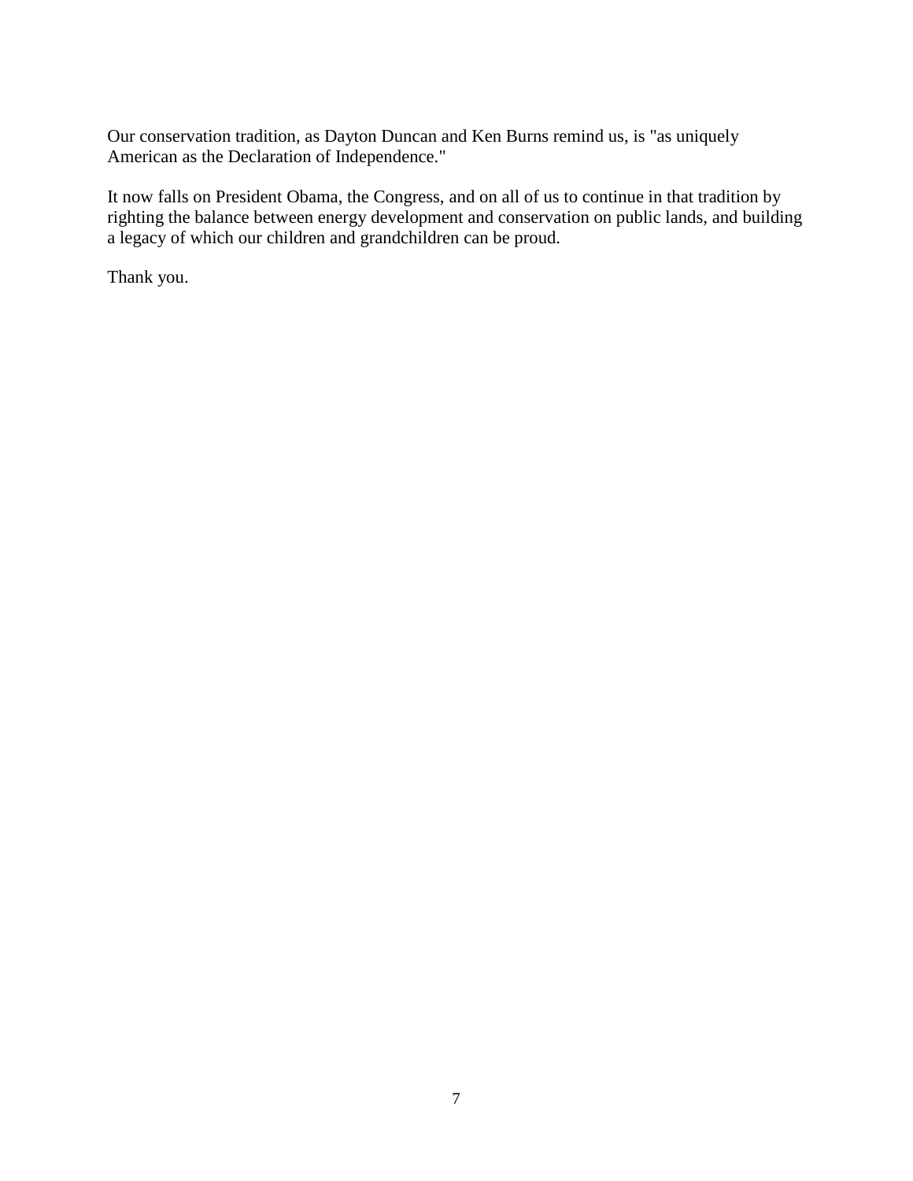Our conservation tradition, as Dayton Duncan and Ken Burns remind us, is "as uniquely American as the Declaration of Independence."

It now falls on President Obama, the Congress, and on all of us to continue in that tradition by righting the balance between energy development and conservation on public lands, and building a legacy of which our children and grandchildren can be proud.

Thank you.